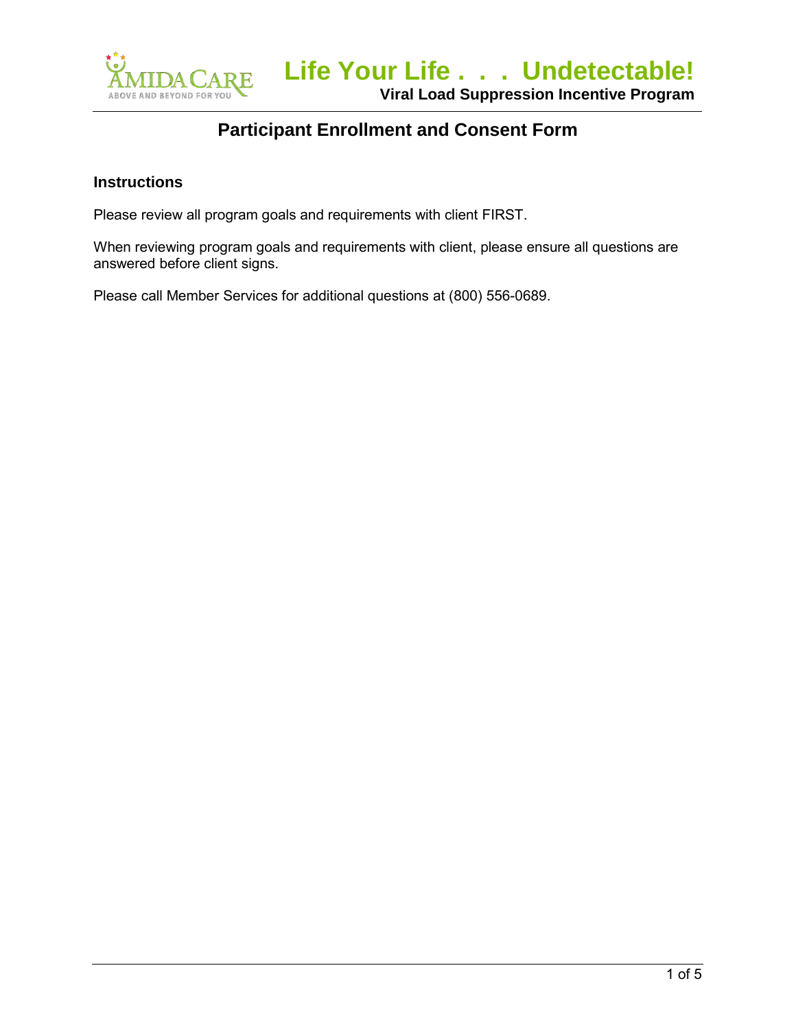# Life Your Life . . . Undetectable!

**Viral Load Suppression Incentive Program**

## Participant Enrollment and Consent Form

### Instructions

Please review all program goals and requirements with client FIRST.

When reviewing program goals and requirements with client, please ensure all questions are answered before client signs.

Please call Member Services for additional questions at (800) 556-0689.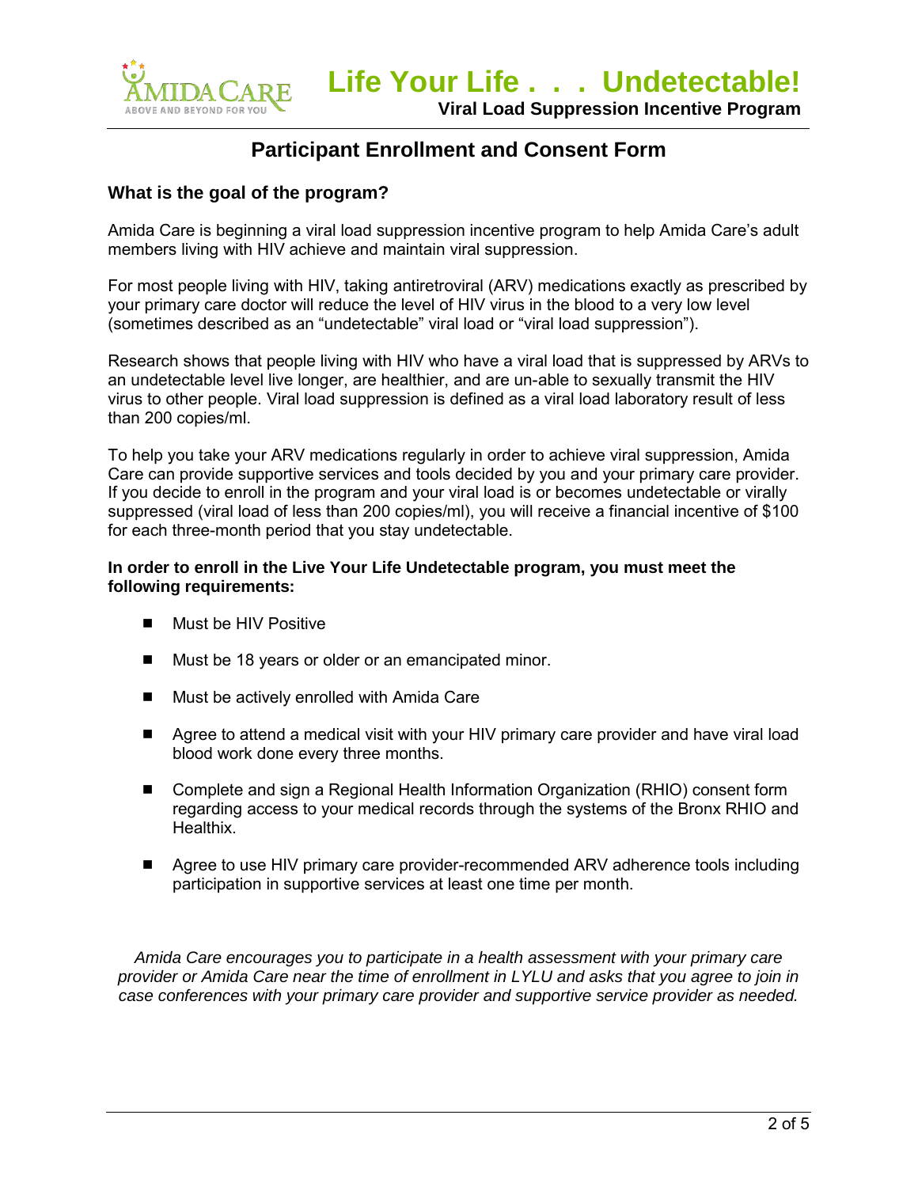## Participant Enrollment and Consent Form

### What is the goal of the program?

Amida Care is beginning a viral load suppression incentive program to help Amida Care's adult members living with HIV achieve and maintain viral suppression.

For most people living with HIV, taking antiretroviral (ARV) medications exactly as prescribed by your primary care doctor will reduce the level of HIV virus in the blood to a very low level (sometimes described as an "undetectable" viral load or "viral load suppression").

Research shows that people living with HIV who have a viral load that is suppressed by ARVs to an undetectable level live longer, are healthier, and are un-able to sexually transmit the HIV virus to other people. Viral load suppression is defined as a viral load laboratory result of less than 200 copies/ml.

To help you take your ARV medications regularly in order to achieve viral suppression, Amida Care can provide supportive services and tools decided by you and your primary care provider. If you decide to enroll in the program and your viral load is or becomes undetectable or virally suppressed (viral load of less than 200 copies/ml), you will receive a financial incentive of $100 for each three-month period that you stay undetectable.

**In order to enroll in the Live Your Life Undetectable program, you must meet the following requirements:**

- Must be HIV Positive
- Must be 18 years or older or an emancipated minor.
- Must be actively enrolled with Amida Care
- Agree to attend a medical visit with your HIV primary care provider and have viral load blood work done every three months.
- Complete and sign a Regional Health Information Organization (RHIO) consent form regarding access to your medical records through the systems of the Bronx RHIO and Healthix.
- Agree to use HIV primary care provider-recommended ARV adherence tools including participation in supportive services at least one time per month.

*Amida Care encourages you to participate in a health assessment with your primary care provider or Amida Care near the time of enrollment in LYLU and asks that you agree to join in case conferences with your primary care provider and supportive service provider as needed.*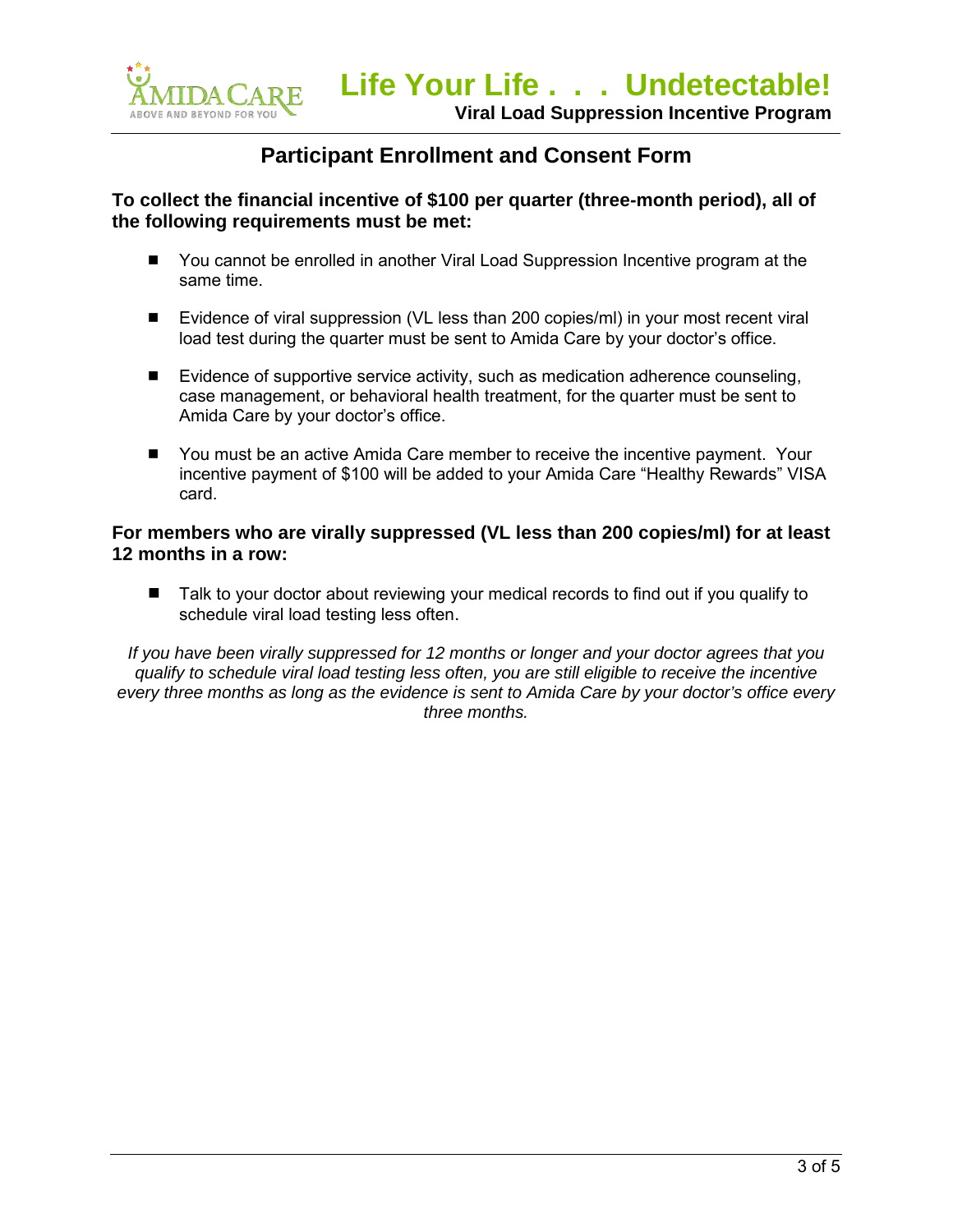# Life Your Life . . . Undetectable!

**Viral Load Suppression Incentive Program**

## Participant Enrollment and Consent Form

**To collect the financial incentive of $100 per quarter (three-month period), all of the following requirements must be met:**

- You cannot be enrolled in another Viral Load Suppression Incentive program at the same time.
- Evidence of viral suppression (VL less than 200 copies/ml) in your most recent viral load test during the quarter must be sent to Amida Care by your doctor's office.
- Evidence of supportive service activity, such as medication adherence counseling, case management, or behavioral health treatment, for the quarter must be sent to Amida Care by your doctor's office.
- You must be an active Amida Care member to receive the incentive payment. Your incentive payment of $100 will be added to your Amida Care "Healthy Rewards" VISA card.

**For members who are virally suppressed (VL less than 200 copies/ml) for at least 12 months in a row:**

- Talk to your doctor about reviewing your medical records to find out if you qualify to schedule viral load testing less often.

*If you have been virally suppressed for 12 months or longer and your doctor agrees that you qualify to schedule viral load testing less often, you are still eligible to receive the incentive every three months as long as the evidence is sent to Amida Care by your doctor's office every three months.*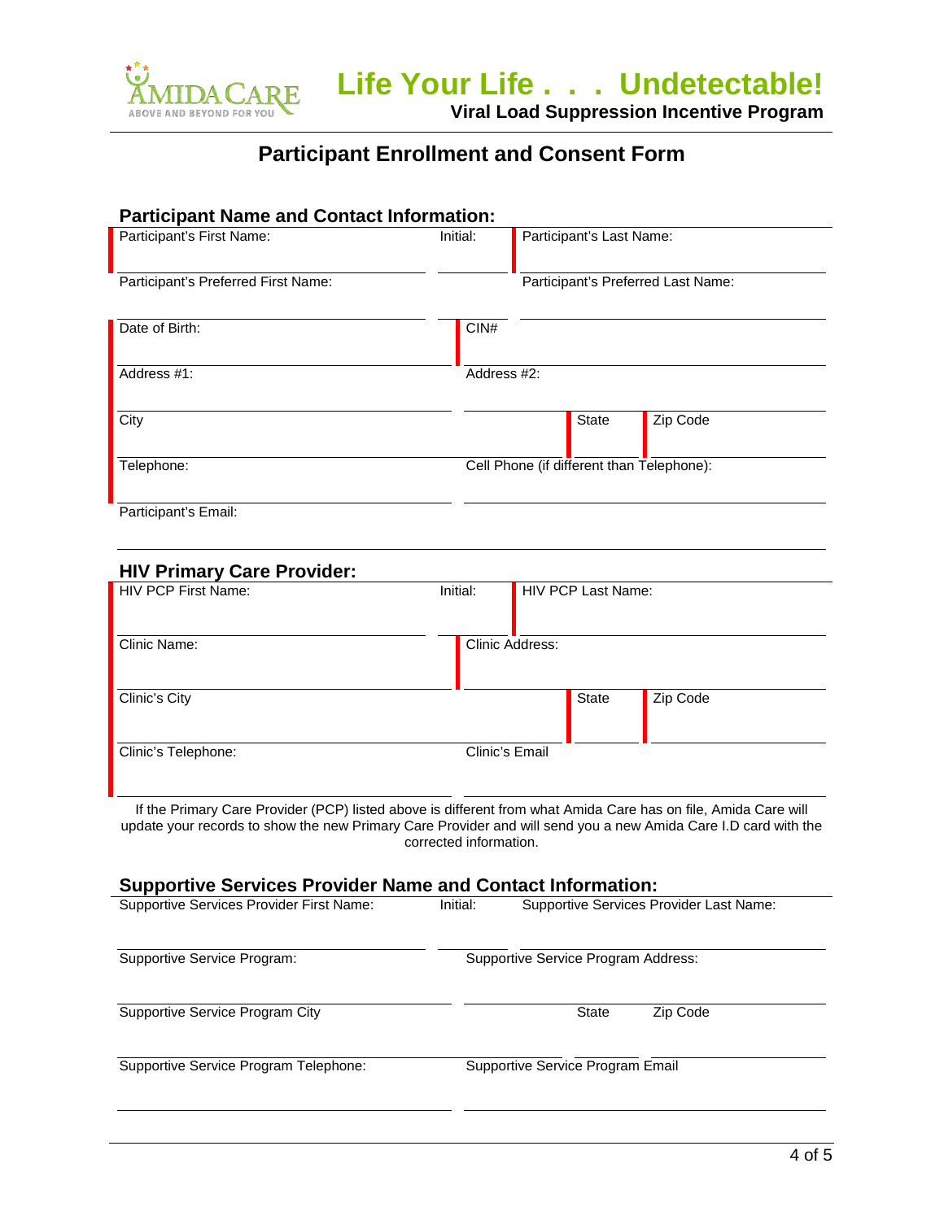# Life Your Life . . . Undetectable!

**Viral Load Suppression Incentive Program**

## Participant Enrollment and Consent Form

### Participant Name and Contact Information:

| Participant's First Name: | Initial: | Participant's Last Name: |
|---|---|---|
| Participant's Preferred First Name: | | Participant's Preferred Last Name: |
| Date of Birth: | CIN# | |
| Address #1: | Address #2: | |
| City | State | Zip Code |
| Telephone: | Cell Phone (if different than Telephone): | |
| Participant's Email: | | |

### HIV Primary Care Provider:

| HIV PCP First Name: | Initial: | HIV PCP Last Name: |
|---|---|---|
| Clinic Name: | Clinic Address: | |
| Clinic's City | State | Zip Code |
| Clinic's Telephone: | Clinic's Email | |

If the Primary Care Provider (PCP) listed above is different from what Amida Care has on file, Amida Care will update your records to show the new Primary Care Provider and will send you a new Amida Care I.D card with the corrected information.

### Supportive Services Provider Name and Contact Information:

| Supportive Services Provider First Name: | Initial: | Supportive Services Provider Last Name: |
|---|---|---|
| Supportive Service Program: | Supportive Service Program Address: | |
| Supportive Service Program City | State | Zip Code |
| Supportive Service Program Telephone: | Supportive Service Program Email | |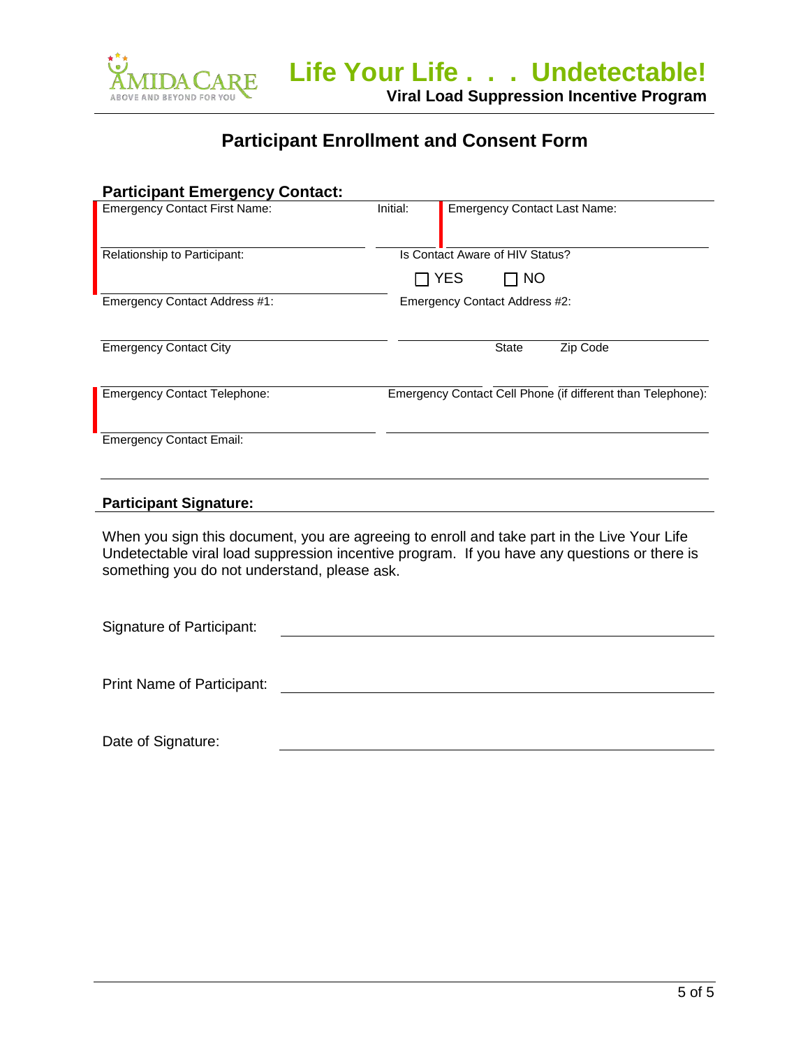## Participant Enrollment and Consent Form

### Participant Emergency Contact:

| | | |
|---|---|---|
| Emergency Contact First Name: | Initial: | Emergency Contact Last Name: |
| Relationship to Participant: | Is Contact Aware of HIV Status? ☐ YES ☐ NO | |
| Emergency Contact Address #1: | Emergency Contact Address #2: | |
| Emergency Contact City | State | Zip Code |
| Emergency Contact Telephone: | Emergency Contact Cell Phone (if different than Telephone): | |
| Emergency Contact Email: | | |

### Participant Signature:

When you sign this document, you are agreeing to enroll and take part in the Live Your Life Undetectable viral load suppression incentive program. If you have any questions or there is something you do not understand, please ask.

Signature of Participant: ______________________________

Print Name of Participant: ______________________________

Date of Signature: ______________________________